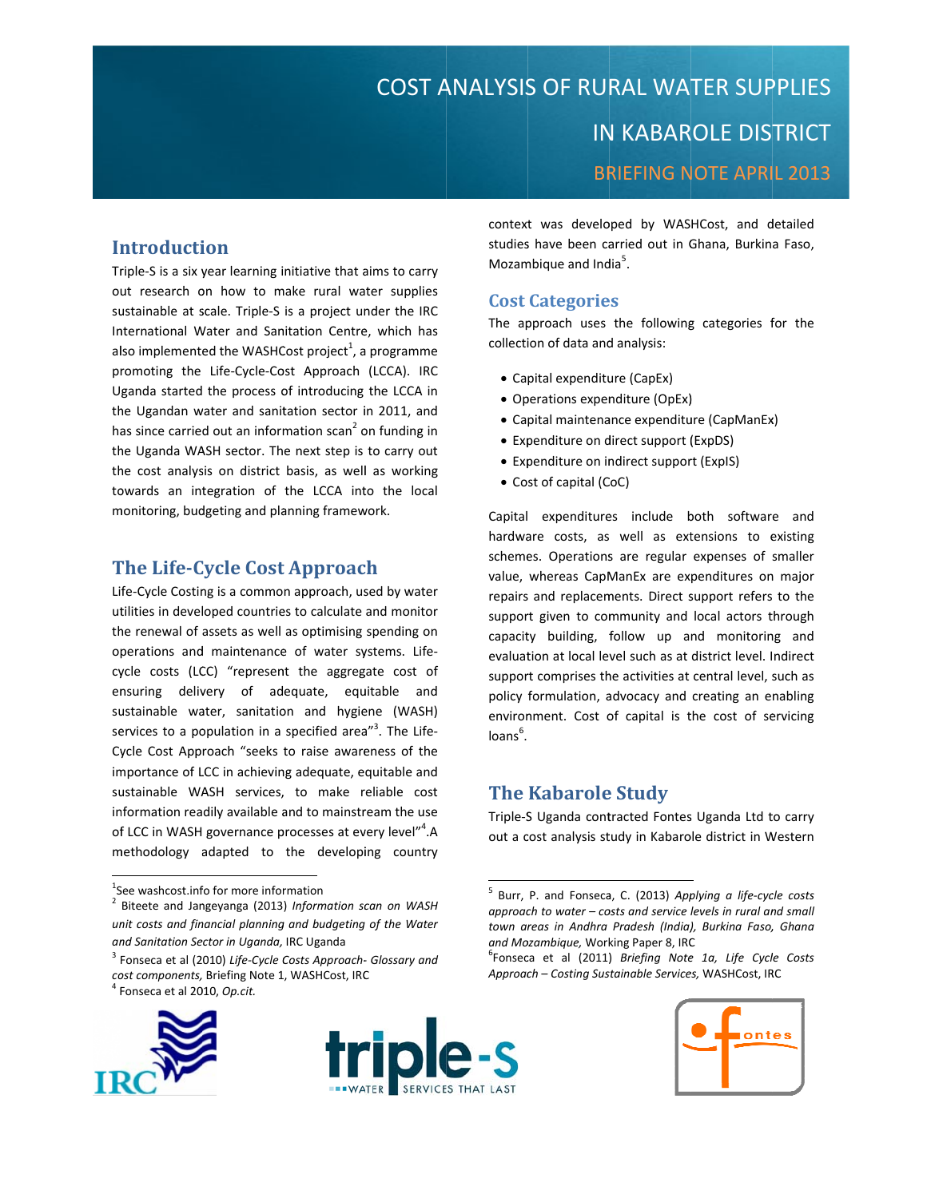# COST ANALYSIS OF RURAL WATER SUPPLIES IN KABAROLE DISTRICT

BRIEFING NOTE APRIL 2013

## Introduction

Triple-S is a six year learning initiative that aims to carry out research on how to make rural water supplies sustainable at scale. Triple-S is a project under the IRC International Water and Sanitation Centre, which has also implemented the WASHCost project[1], a programme promoting the Life-Cycle-Cost Approach (LCCA). IRC Uganda started the process of introducing the LCCA in the Ugandan water and sanitation sector in 2011, and has since carried out an information scan[2] on funding in the Uganda WASH sector. The next step is to carry out the cost analysis on district basis, as well as working towards an integration of the LCCA into the local monitoring, budgeting and planning framework.

## The Life-Cycle Cost Approach

Life-Cycle Costing is a common approach, used by water utilities in developed countries to calculate and monitor the renewal of assets as well as optimising spending on operations and maintenance of water systems. Life-cycle costs (LCC) "represent the aggregate cost of ensuring delivery of adequate, equitable and sustainable water, sanitation and hygiene (WASH) services to a population in a specified area"[3]. The Life-Cycle Cost Approach "seeks to raise awareness of the importance of LCC in achieving adequate, equitable and sustainable WASH services, to make reliable cost information readily available and to mainstream the use of LCC in WASH governance processes at every level"[4].A methodology adapted to the developing country context was developed by WASHCost, and detailed studies have been carried out in Ghana, Burkina Faso, Mozambique and India[5].

## Cost Categories

The approach uses the following categories for the collection of data and analysis:

- Capital expenditure (CapEx)
- Operations expenditure (OpEx)
- Capital maintenance expenditure (CapManEx)
- Expenditure on direct support (ExpDS)
- Expenditure on indirect support (ExpIS)
- Cost of capital (CoC)

Capital expenditures include both software and hardware costs, as well as extensions to existing schemes. Operations are regular expenses of smaller value, whereas CapManEx are expenditures on major repairs and replacements. Direct support refers to the support given to community and local actors through capacity building, follow up and monitoring and evaluation at local level such as at district level. Indirect support comprises the activities at central level, such as policy formulation, advocacy and creating an enabling environment. Cost of capital is the cost of servicing loans[6].

## The Kabarole Study

Triple-S Uganda contracted Fontes Uganda Ltd to carry out a cost analysis study in Kabarole district in Western

---

[1] See washcost.info for more information

[2] Biteete and Jangeyanga (2013) *Information scan on WASH unit costs and financial planning and budgeting of the Water and Sanitation Sector in Uganda,* IRC Uganda

[3] Fonseca et al (2010) *Life-Cycle Costs Approach- Glossary and cost components,* Briefing Note 1, WASHCost, IRC

[4] Fonseca et al 2010, *Op.cit.*

[5] Burr, P. and Fonseca, C. (2013) *Applying a life-cycle costs approach to water – costs and service levels in rural and small town areas in Andhra Pradesh (India), Burkina Faso, Ghana and Mozambique,* Working Paper 8, IRC

[6] Fonseca et al (2011) *Briefing Note 1a, Life Cycle Costs Approach – Costing Sustainable Services,* WASHCost, IRC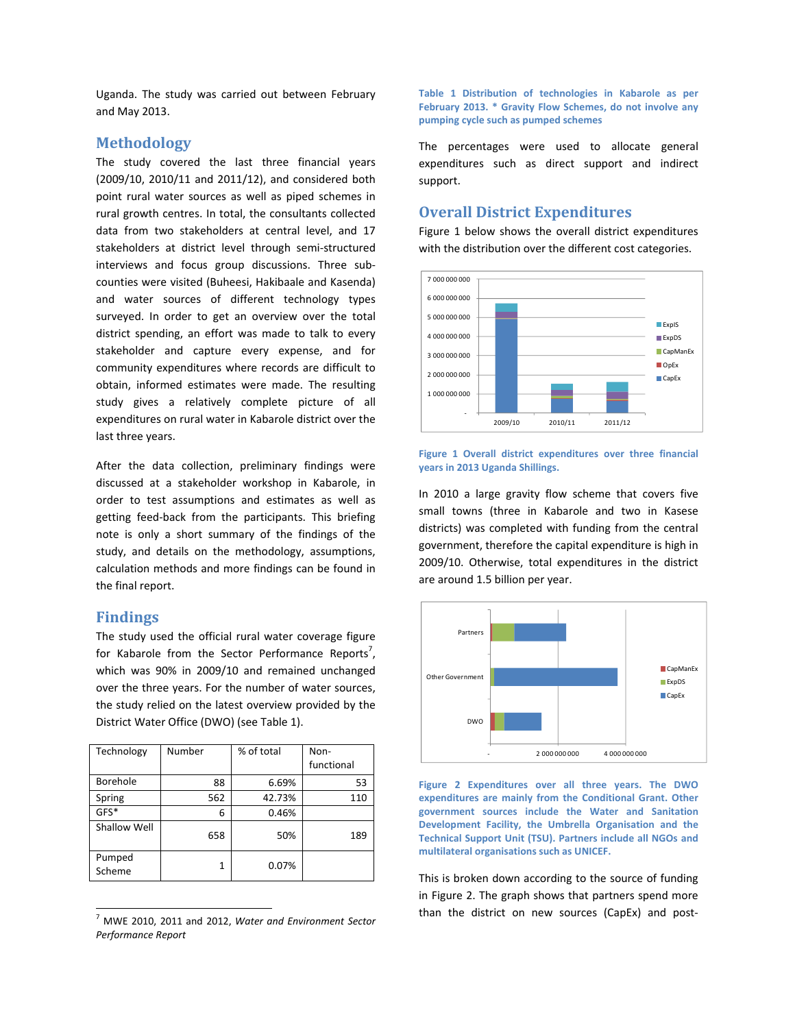Uganda. The study was carried out between February and May 2013.

## Methodology

The study covered the last three financial years (2009/10, 2010/11 and 2011/12), and considered both point rural water sources as well as piped schemes in rural growth centres. In total, the consultants collected data from two stakeholders at central level, and 17 stakeholders at district level through semi-structured interviews and focus group discussions. Three sub-counties were visited (Buheesi, Hakibaale and Kasenda) and water sources of different technology types surveyed. In order to get an overview over the total district spending, an effort was made to talk to every stakeholder and capture every expense, and for community expenditures where records are difficult to obtain, informed estimates were made. The resulting study gives a relatively complete picture of all expenditures on rural water in Kabarole district over the last three years.

After the data collection, preliminary findings were discussed at a stakeholder workshop in Kabarole, in order to test assumptions and estimates as well as getting feed-back from the participants. This briefing note is only a short summary of the findings of the study, and details on the methodology, assumptions, calculation methods and more findings can be found in the final report.

## Findings

The study used the official rural water coverage figure for Kabarole from the Sector Performance Reports[7], which was 90% in 2009/10 and remained unchanged over the three years. For the number of water sources, the study relied on the latest overview provided by the District Water Office (DWO) (see Table 1).

| Technology | Number | % of total | Non-functional |
|---|---|---|---|
| Borehole | 88 | 6.69% | 53 |
| Spring | 562 | 42.73% | 110 |
| GFS* | 6 | 0.46% | |
| Shallow Well | 658 | 50% | 189 |
| Pumped Scheme | 1 | 0.07% | |

Table 1 Distribution of technologies in Kabarole as per February 2013. * Gravity Flow Schemes, do not involve any pumping cycle such as pumped schemes

The percentages were used to allocate general expenditures such as direct support and indirect support.

[7] MWE 2010, 2011 and 2012, *Water and Environment Sector Performance Report*

## Overall District Expenditures

Figure 1 below shows the overall district expenditures with the distribution over the different cost categories.

Figure 1 Overall district expenditures over three financial years in 2013 Uganda Shillings.

In 2010 a large gravity flow scheme that covers five small towns (three in Kabarole and two in Kasese districts) was completed with funding from the central government, therefore the capital expenditure is high in 2009/10. Otherwise, total expenditures in the district are around 1.5 billion per year.

Figure 2 Expenditures over all three years. The DWO expenditures are mainly from the Conditional Grant. Other government sources include the Water and Sanitation Development Facility, the Umbrella Organisation and the Technical Support Unit (TSU). Partners include all NGOs and multilateral organisations such as UNICEF.

This is broken down according to the source of funding in Figure 2. The graph shows that partners spend more than the district on new sources (CapEx) and post-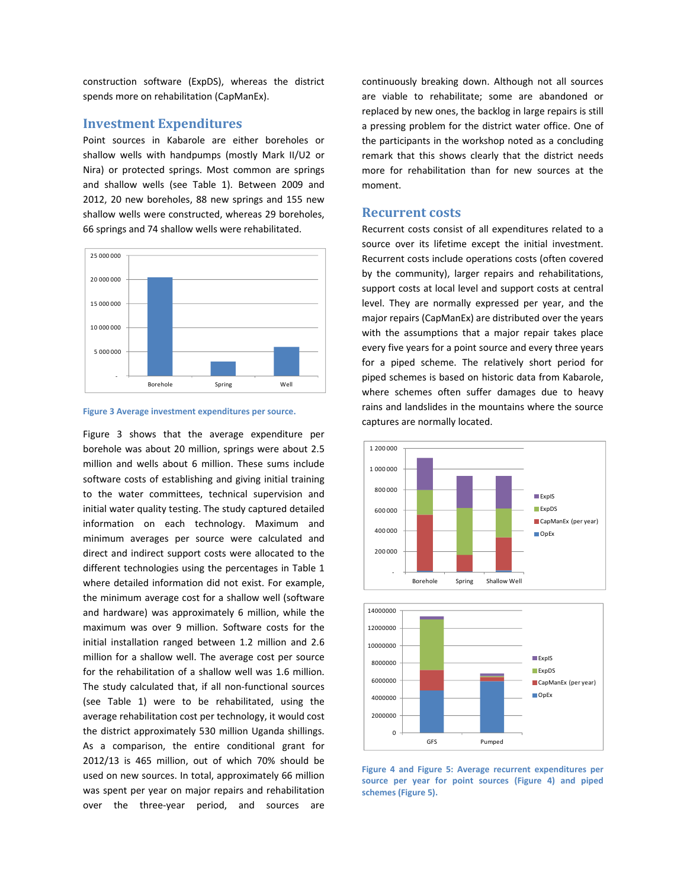construction software (ExpDS), whereas the district spends more on rehabilitation (CapManEx).

## Investment Expenditures

Point sources in Kabarole are either boreholes or shallow wells with handpumps (mostly Mark II/U2 or Nira) or protected springs. Most common are springs and shallow wells (see Table 1). Between 2009 and 2012, 20 new boreholes, 88 new springs and 155 new shallow wells were constructed, whereas 29 boreholes, 66 springs and 74 shallow wells were rehabilitated.

**Figure 3 Average investment expenditures per source.**

Figure 3 shows that the average expenditure per borehole was about 20 million, springs were about 2.5 million and wells about 6 million. These sums include software costs of establishing and giving initial training to the water committees, technical supervision and initial water quality testing. The study captured detailed information on each technology. Maximum and minimum averages per source were calculated and direct and indirect support costs were allocated to the different technologies using the percentages in Table 1 where detailed information did not exist. For example, the minimum average cost for a shallow well (software and hardware) was approximately 6 million, while the maximum was over 9 million. Software costs for the initial installation ranged between 1.2 million and 2.6 million for a shallow well. The average cost per source for the rehabilitation of a shallow well was 1.6 million. The study calculated that, if all non-functional sources (see Table 1) were to be rehabilitated, using the average rehabilitation cost per technology, it would cost the district approximately 530 million Uganda shillings. As a comparison, the entire conditional grant for 2012/13 is 465 million, out of which 70% should be used on new sources. In total, approximately 66 million was spent per year on major repairs and rehabilitation over the three-year period, and sources are continuously breaking down. Although not all sources are viable to rehabilitate; some are abandoned or replaced by new ones, the backlog in large repairs is still a pressing problem for the district water office. One of the participants in the workshop noted as a concluding remark that this shows clearly that the district needs more for rehabilitation than for new sources at the moment.

## Recurrent costs

Recurrent costs consist of all expenditures related to a source over its lifetime except the initial investment. Recurrent costs include operations costs (often covered by the community), larger repairs and rehabilitations, support costs at local level and support costs at central level. They are normally expressed per year, and the major repairs (CapManEx) are distributed over the years with the assumptions that a major repair takes place every five years for a point source and every three years for a piped scheme. The relatively short period for piped schemes is based on historic data from Kabarole, where schemes often suffer damages due to heavy rains and landslides in the mountains where the source captures are normally located.

**Figure 4 and Figure 5: Average recurrent expenditures per source per year for point sources (Figure 4) and piped schemes (Figure 5).**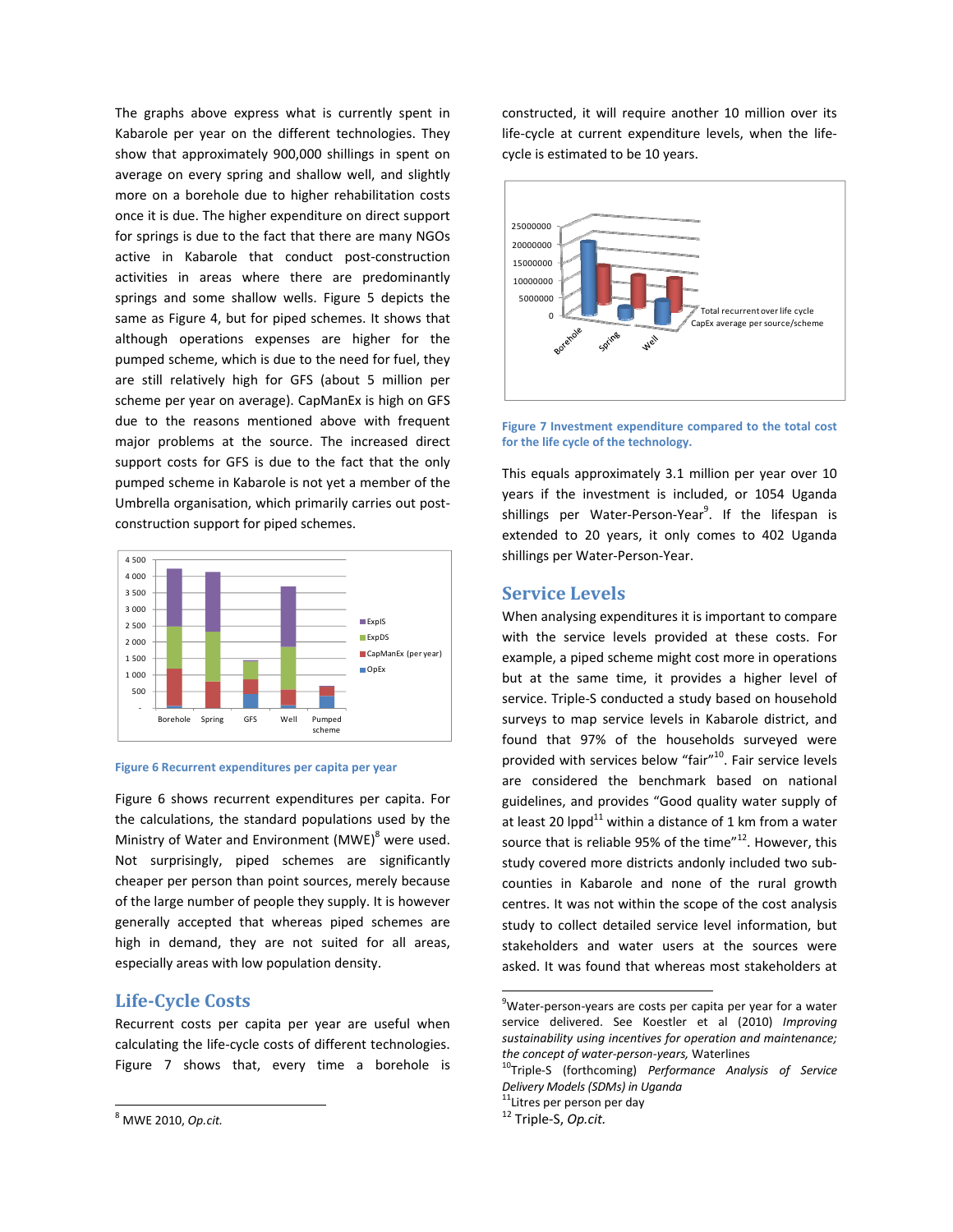The graphs above express what is currently spent in Kabarole per year on the different technologies. They show that approximately 900,000 shillings in spent on average on every spring and shallow well, and slightly more on a borehole due to higher rehabilitation costs once it is due. The higher expenditure on direct support for springs is due to the fact that there are many NGOs active in Kabarole that conduct post-construction activities in areas where there are predominantly springs and some shallow wells. Figure 5 depicts the same as Figure 4, but for piped schemes. It shows that although operations expenses are higher for the pumped scheme, which is due to the need for fuel, they are still relatively high for GFS (about 5 million per scheme per year on average). CapManEx is high on GFS due to the reasons mentioned above with frequent major problems at the source. The increased direct support costs for GFS is due to the fact that the only pumped scheme in Kabarole is not yet a member of the Umbrella organisation, which primarily carries out post-construction support for piped schemes.

Figure 6 Recurrent expenditures per capita per year

Figure 6 shows recurrent expenditures per capita. For the calculations, the standard populations used by the Ministry of Water and Environment (MWE)[8] were used. Not surprisingly, piped schemes are significantly cheaper per person than point sources, merely because of the large number of people they supply. It is however generally accepted that whereas piped schemes are high in demand, they are not suited for all areas, especially areas with low population density.

## Life-Cycle Costs

Recurrent costs per capita per year are useful when calculating the life-cycle costs of different technologies. Figure 7 shows that, every time a borehole is constructed, it will require another 10 million over its life-cycle at current expenditure levels, when the life-cycle is estimated to be 10 years.

Figure 7 Investment expenditure compared to the total cost for the life cycle of the technology.

This equals approximately 3.1 million per year over 10 years if the investment is included, or 1054 Uganda shillings per Water-Person-Year[9]. If the lifespan is extended to 20 years, it only comes to 402 Uganda shillings per Water-Person-Year.

## Service Levels

When analysing expenditures it is important to compare with the service levels provided at these costs. For example, a piped scheme might cost more in operations but at the same time, it provides a higher level of service. Triple-S conducted a study based on household surveys to map service levels in Kabarole district, and found that 97% of the households surveyed were provided with services below "fair"[10]. Fair service levels are considered the benchmark based on national guidelines, and provides "Good quality water supply of at least 20 lppd[11] within a distance of 1 km from a water source that is reliable 95% of the time"[12]. However, this study covered more districts andonly included two sub-counties in Kabarole and none of the rural growth centres. It was not within the scope of the cost analysis study to collect detailed service level information, but stakeholders and water users at the sources were asked. It was found that whereas most stakeholders at

---

[8] MWE 2010, *Op.cit.*

[9] Water-person-years are costs per capita per year for a water service delivered. See Koestler et al (2010) *Improving sustainability using incentives for operation and maintenance; the concept of water-person-years,* Waterlines

[10] Triple-S (forthcoming) *Performance Analysis of Service Delivery Models (SDMs) in Uganda*

[11] Litres per person per day

[12] Triple-S, *Op.cit.*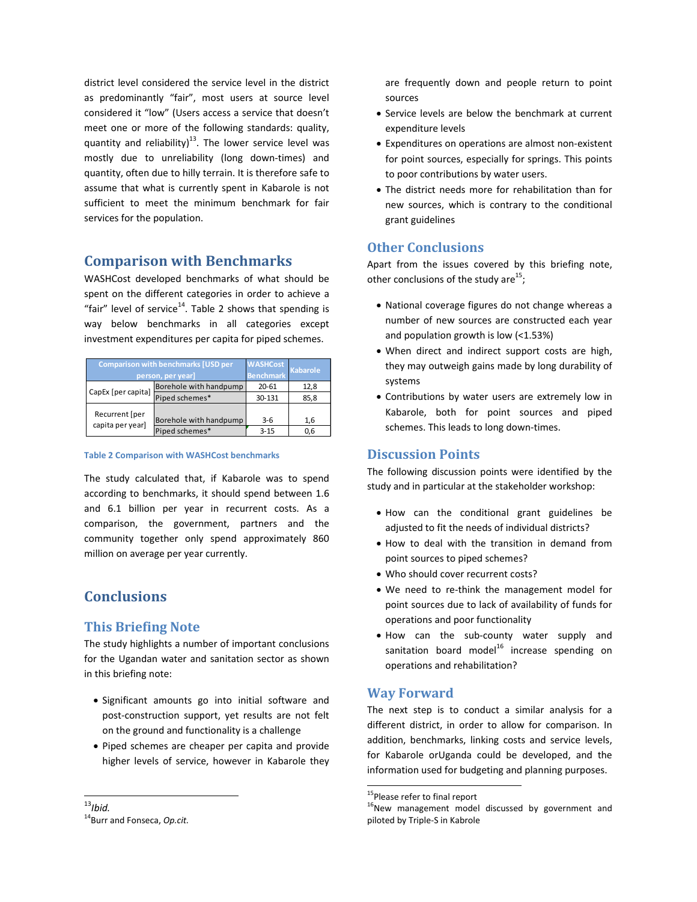district level considered the service level in the district as predominantly "fair", most users at source level considered it "low" (Users access a service that doesn't meet one or more of the following standards: quality, quantity and reliability)[13]. The lower service level was mostly due to unreliability (long down-times) and quantity, often due to hilly terrain. It is therefore safe to assume that what is currently spent in Kabarole is not sufficient to meet the minimum benchmark for fair services for the population.

## Comparison with Benchmarks

WASHCost developed benchmarks of what should be spent on the different categories in order to achieve a "fair" level of service[14]. Table 2 shows that spending is way below benchmarks in all categories except investment expenditures per capita for piped schemes.

| Comparison with benchmarks [USD per person, per year] | | WASHCost Benchmark | Kabarole |
|---|---|---|---|
| CapEx [per capita] | Borehole with handpump | 20-61 | 12,8 |
| | Piped schemes* | 30-131 | 85,8 |
| Recurrent [per capita per year] | Borehole with handpump | 3-6 | 1,6 |
| | Piped schemes* | 3-15 | 0,6 |

Table 2 Comparison with WASHCost benchmarks

The study calculated that, if Kabarole was to spend according to benchmarks, it should spend between 1.6 and 6.1 billion per year in recurrent costs. As a comparison, the government, partners and the community together only spend approximately 860 million on average per year currently.

# Conclusions

## This Briefing Note

The study highlights a number of important conclusions for the Ugandan water and sanitation sector as shown in this briefing note:

- Significant amounts go into initial software and post-construction support, yet results are not felt on the ground and functionality is a challenge
- Piped schemes are cheaper per capita and provide higher levels of service, however in Kabarole they are frequently down and people return to point sources
- Service levels are below the benchmark at current expenditure levels
- Expenditures on operations are almost non-existent for point sources, especially for springs. This points to poor contributions by water users.
- The district needs more for rehabilitation than for new sources, which is contrary to the conditional grant guidelines

## Other Conclusions

Apart from the issues covered by this briefing note, other conclusions of the study are[15];

- National coverage figures do not change whereas a number of new sources are constructed each year and population growth is low (<1.53%)
- When direct and indirect support costs are high, they may outweigh gains made by long durability of systems
- Contributions by water users are extremely low in Kabarole, both for point sources and piped schemes. This leads to long down-times.

## Discussion Points

The following discussion points were identified by the study and in particular at the stakeholder workshop:

- How can the conditional grant guidelines be adjusted to fit the needs of individual districts?
- How to deal with the transition in demand from point sources to piped schemes?
- Who should cover recurrent costs?
- We need to re-think the management model for point sources due to lack of availability of funds for operations and poor functionality
- How can the sub-county water supply and sanitation board model[16] increase spending on operations and rehabilitation?

## Way Forward

The next step is to conduct a similar analysis for a different district, in order to allow for comparison. In addition, benchmarks, linking costs and service levels, for Kabarole orUganda could be developed, and the information used for budgeting and planning purposes.

---

[13] *Ibid.*

[14] Burr and Fonseca, *Op.cit.*

[15] Please refer to final report

[16] New management model discussed by government and piloted by Triple-S in Kabrole